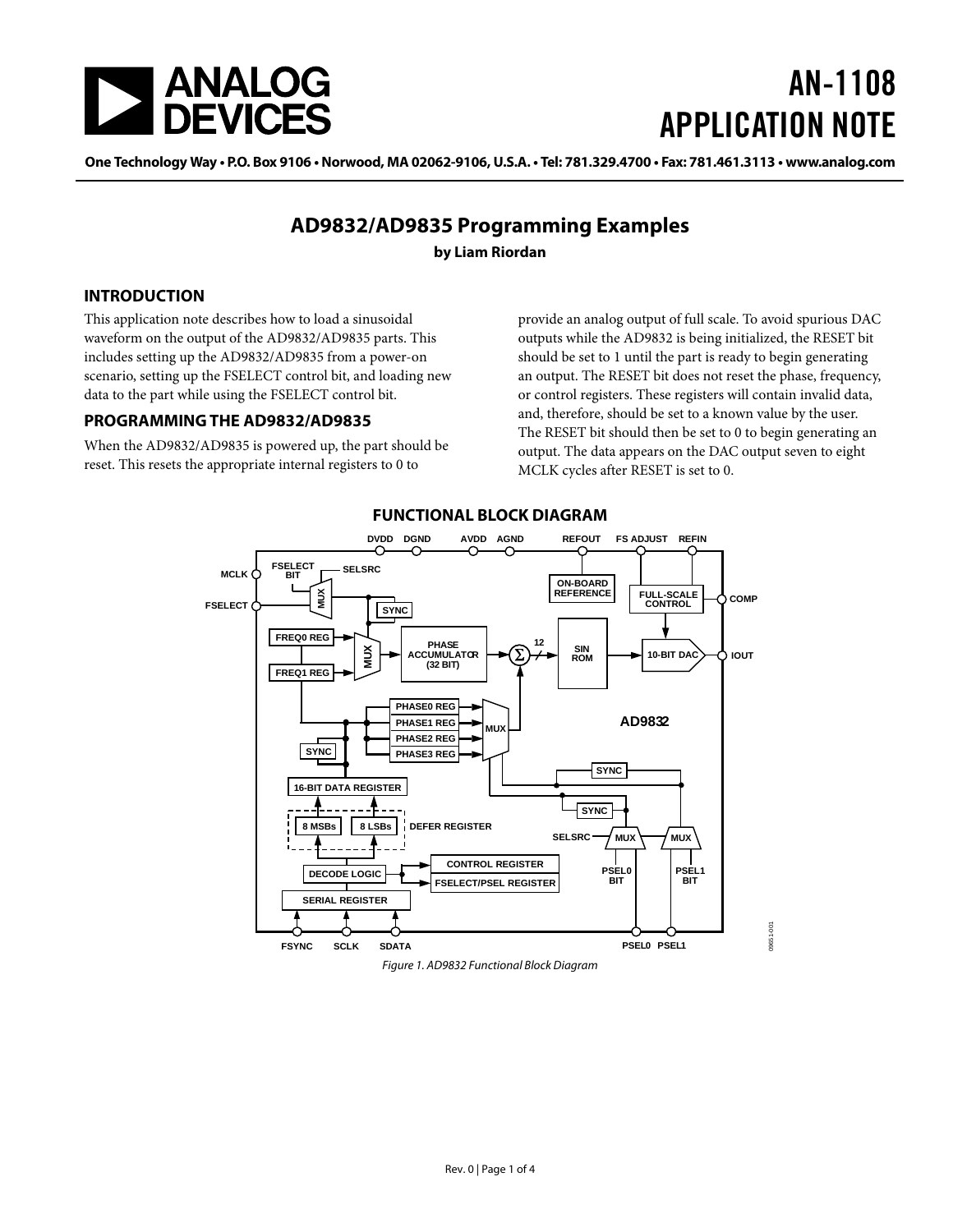# AN-1108 APPLICATION NOTE

One Technology Way • P.O. Box 9106 • Norwood, MA 02062-9106, U.S.A. • Tel: 781.329.4700 • Fax: 781.461.3113 • www.analog.com

## AD9832/AD9835 Programming Examples

**by Liam Riordan**

### INTRODUCTION

This application note describes how to load a sinusoidal waveform on the output of the AD9832/AD9835 parts. This includes setting up the AD9832/AD9835 from a power-on scenario, setting up the FSELECT control bit, and loading new data to the part while using the FSELECT control bit.

### PROGRAMMING THE AD9832/AD9835

When the AD9832/AD9835 is powered up, the part should be reset. This resets the appropriate internal registers to 0 to provide an analog output of full scale. To avoid spurious DAC outputs while the AD9832 is being initialized, the RESET bit should be set to 1 until the part is ready to begin generating an output. The RESET bit does not reset the phase, frequency, or control registers. These registers will contain invalid data, and, therefore, should be set to a known value by the user. The RESET bit should then be set to 0 to begin generating an output. The data appears on the DAC output seven to eight MCLK cycles after RESET is set to 0.

### FUNCTIONAL BLOCK DIAGRAM

*Figure 1. AD9832 Functional Block Diagram*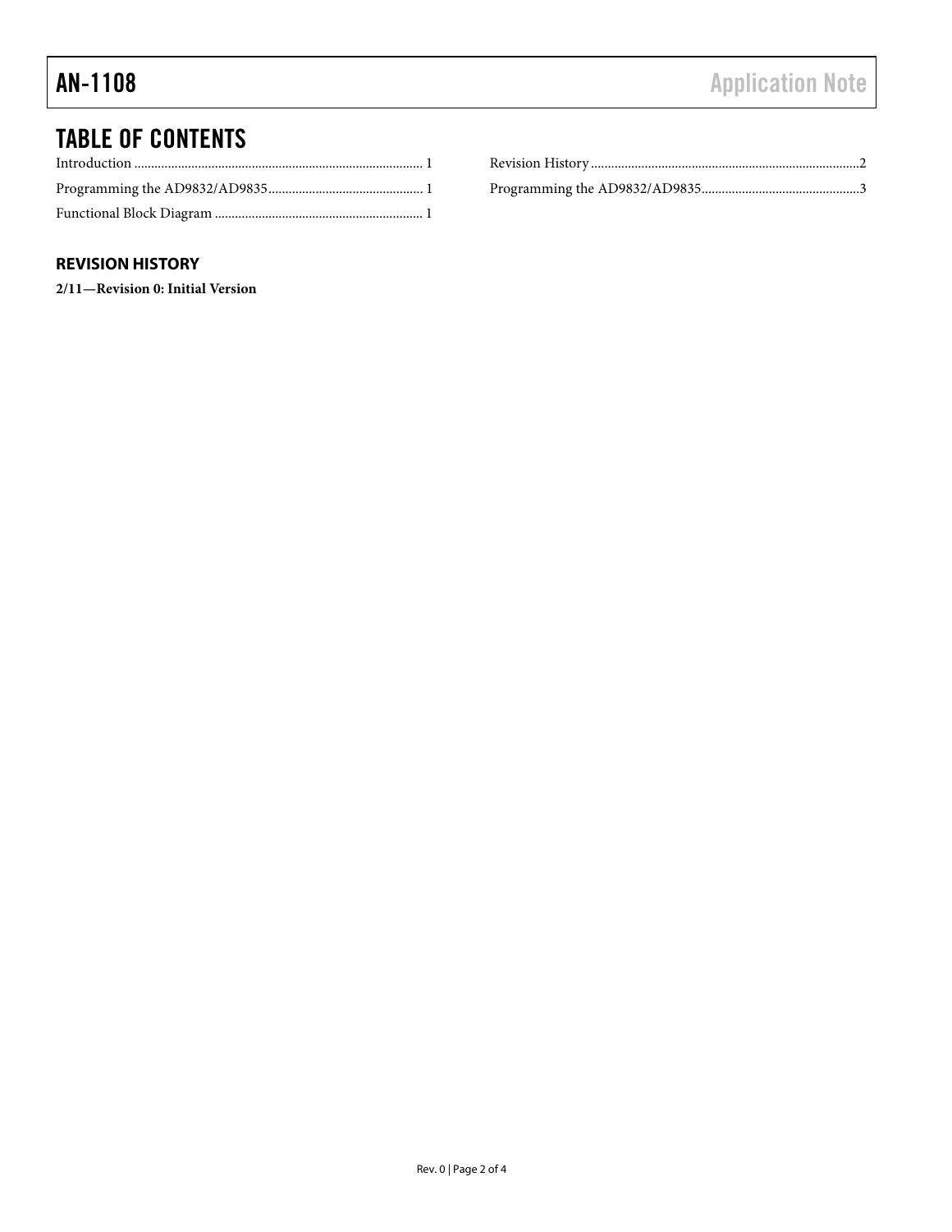## TABLE OF CONTENTS

Introduction .................................................................................... 1

Programming the AD9832/AD9835............................................ 1

Functional Block Diagram ............................................................ 1

Revision History ..............................................................................2

Programming the AD9832/AD9835..............................................3

### REVISION HISTORY

**2/11—Revision 0: Initial Version**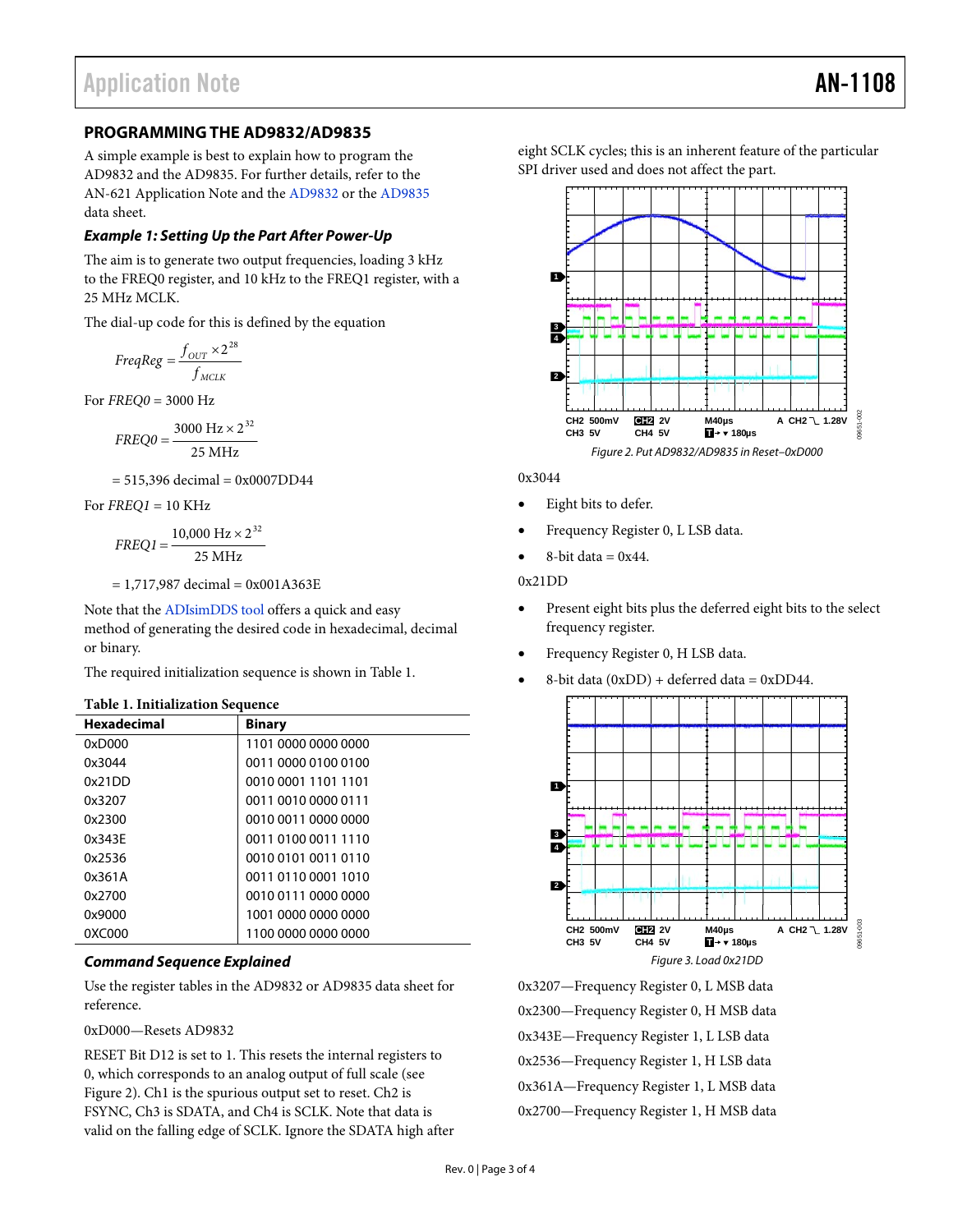## PROGRAMMING THE AD9832/AD9835

A simple example is best to explain how to program the AD9832 and the AD9835. For further details, refer to the AN-621 Application Note and the AD9832 or the AD9835 data sheet.

### *Example 1: Setting Up the Part After Power-Up*

The aim is to generate two output frequencies, loading 3 kHz to the FREQ0 register, and 10 kHz to the FREQ1 register, with a 25 MHz MCLK.

The dial-up code for this is defined by the equation

$$FreqReg = \frac{f_{OUT} \times 2^{28}}{f_{MCLK}}$$

For *FREQ0* = 3000 Hz

$$FREQ0 = \frac{3000 \text{ Hz} \times 2^{32}}{25 \text{ MHz}}$$

= 515,396 decimal = 0x0007DD44

For *FREQ1* = 10 KHz

$$FREQ1 = \frac{10{,}000 \text{ Hz} \times 2^{32}}{25 \text{ MHz}}$$

= 1,717,987 decimal = 0x001A363E

Note that the ADIsimDDS tool offers a quick and easy method of generating the desired code in hexadecimal, decimal or binary.

The required initialization sequence is shown in Table 1.

**Table 1. Initialization Sequence**

| Hexadecimal | Binary |
|---|---|
| 0xD000 | 1101 0000 0000 0000 |
| 0x3044 | 0011 0000 0100 0100 |
| 0x21DD | 0010 0001 1101 1101 |
| 0x3207 | 0011 0010 0000 0111 |
| 0x2300 | 0010 0011 0000 0000 |
| 0x343E | 0011 0100 0011 1110 |
| 0x2536 | 0010 0101 0011 0110 |
| 0x361A | 0011 0110 0001 1010 |
| 0x2700 | 0010 0111 0000 0000 |
| 0x9000 | 1001 0000 0000 0000 |
| 0XC000 | 1100 0000 0000 0000 |

### *Command Sequence Explained*

Use the register tables in the AD9832 or AD9835 data sheet for reference.

0xD000—Resets AD9832

RESET Bit D12 is set to 1. This resets the internal registers to 0, which corresponds to an analog output of full scale (see Figure 2). Ch1 is the spurious output set to reset. Ch2 is FSYNC, Ch3 is SDATA, and Ch4 is SCLK. Note that data is valid on the falling edge of SCLK. Ignore the SDATA high after eight SCLK cycles; this is an inherent feature of the particular SPI driver used and does not affect the part.

*Figure 2. Put AD9832/AD9835 in Reset–0xD000*

0x3044

- Eight bits to defer.
- Frequency Register 0, L LSB data.
- 8-bit data = 0x44.

0x21DD

- Present eight bits plus the deferred eight bits to the select frequency register.
- Frequency Register 0, H LSB data.
- 8-bit data (0xDD) + deferred data = 0xDD44.

*Figure 3. Load 0x21DD*

0x3207—Frequency Register 0, L MSB data

0x2300—Frequency Register 0, H MSB data

0x343E—Frequency Register 1, L LSB data

0x2536—Frequency Register 1, H LSB data

0x361A—Frequency Register 1, L MSB data

0x2700—Frequency Register 1, H MSB data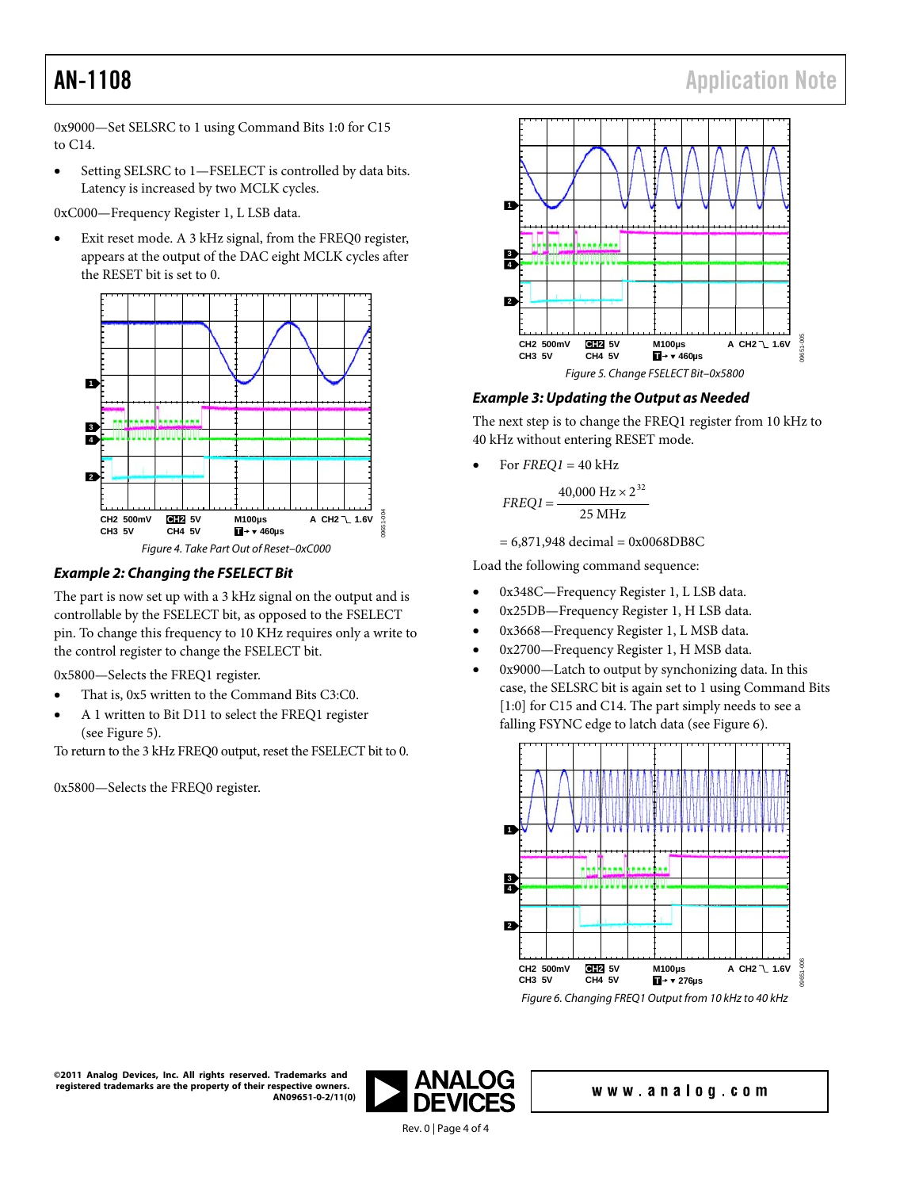0x9000—Set SELSRC to 1 using Command Bits 1:0 for C15 to C14.

- Setting SELSRC to 1—FSELECT is controlled by data bits. Latency is increased by two MCLK cycles.

0xC000—Frequency Register 1, L LSB data.

- Exit reset mode. A 3 kHz signal, from the FREQ0 register, appears at the output of the DAC eight MCLK cycles after the RESET bit is set to 0.

1
3
4
2
CH2 500mV
CH2 5V
M100µs
A CH2 ⌒ 1.6V
CH3 5V
CH4 5V
T ▸ ▾ 460µs
09651-004

Figure 4. Take Part Out of Reset–0xC000

### Example 2: Changing the FSELECT Bit

The part is now set up with a 3 kHz signal on the output and is controllable by the FSELECT bit, as opposed to the FSELECT pin. To change this frequency to 10 KHz requires only a write to the control register to change the FSELECT bit.

0x5800—Selects the FREQ1 register.

- That is, 0x5 written to the Command Bits C3:C0.
- A 1 written to Bit D11 to select the FREQ1 register (see Figure 5).

To return to the 3 kHz FREQ0 output, reset the FSELECT bit to 0.

0x5800—Selects the FREQ0 register.

1
3
4
2
CH2 500mV
CH2 5V
M100µs
A CH2 ⌒ 1.6V
CH3 5V
CH4 5V
T ▸ ▾ 460µs
09651-005

Figure 5. Change FSELECT Bit–0x5800

### Example 3: Updating the Output as Needed

The next step is to change the FREQ1 register from 10 kHz to 40 kHz without entering RESET mode.

- For *FREQ1* = 40 kHz

$$FREQ1 = \frac{40{,}000 \text{ Hz} \times 2^{32}}{25 \text{ MHz}}$$

= 6,871,948 decimal = 0x0068DB8C

Load the following command sequence:

- 0x348C—Frequency Register 1, L LSB data.
- 0x25DB—Frequency Register 1, H LSB data.
- 0x3668—Frequency Register 1, L MSB data.
- 0x2700—Frequency Register 1, H MSB data.
- 0x9000—Latch to output by synchonizing data. In this case, the SELSRC bit is again set to 1 using Command Bits [1:0] for C15 and C14. The part simply needs to see a falling FSYNC edge to latch data (see Figure 6).

1
3
4
2
CH2 500mV
CH2 5V
M100µs
A CH2 ⌒ 1.6V
CH3 5V
CH4 5V
T ▸ ▾ 276µs
09651-006

Figure 6. Changing FREQ1 Output from 10 kHz to 40 kHz

©2011 Analog Devices, Inc. All rights reserved. Trademarks and registered trademarks are the property of their respective owners.
AN09651-0-2/11(0)

www.analog.com